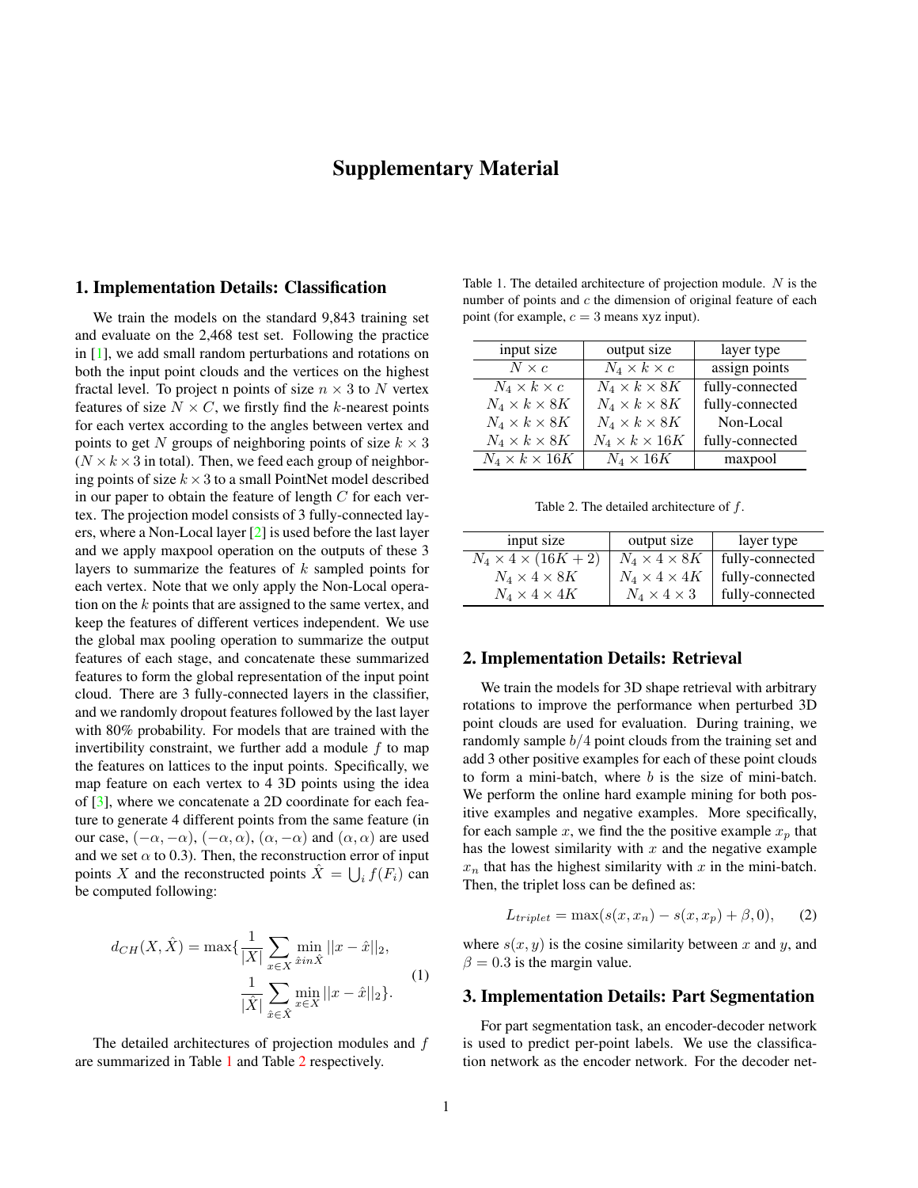# Supplementary Material

## 1. Implementation Details: Classification

We train the models on the standard 9,843 training set and evaluate on the 2,468 test set. Following the practice in [1], we add small random perturbations and rotations on both the input point clouds and the vertices on the highest fractal level. To project n points of size $n \times 3$ to $N$ vertex features of size $N \times C$, we firstly find the $k$-nearest points for each vertex according to the angles between vertex and points to get $N$ groups of neighboring points of size $k \times 3$ ($N \times k \times 3$ in total). Then, we feed each group of neighboring points of size $k \times 3$ to a small PointNet model described in our paper to obtain the feature of length $C$ for each vertex. The projection model consists of 3 fully-connected layers, where a Non-Local layer [2] is used before the last layer and we apply maxpool operation on the outputs of these 3 layers to summarize the features of $k$ sampled points for each vertex. Note that we only apply the Non-Local operation on the $k$ points that are assigned to the same vertex, and keep the features of different vertices independent. We use the global max pooling operation to summarize the output features of each stage, and concatenate these summarized features to form the global representation of the input point cloud. There are 3 fully-connected layers in the classifier, and we randomly dropout features followed by the last layer with 80% probability. For models that are trained with the invertibility constraint, we further add a module $f$ to map the features on lattices to the input points. Specifically, we map feature on each vertex to 4 3D points using the idea of [3], where we concatenate a 2D coordinate for each feature to generate 4 different points from the same feature (in our case, $(-\alpha, -\alpha)$, $(-\alpha, \alpha)$, $(\alpha, -\alpha)$ and $(\alpha, \alpha)$ are used and we set $\alpha$ to 0.3). Then, the reconstruction error of input points $X$ and the reconstructed points $\hat{X} = \bigcup_i f(F_i)$ can be computed following:

$$d_{CH}(X, \hat{X}) = \max\{\frac{1}{|X|}\sum_{x \in X} \min_{\hat{x} in \hat{X}} ||x - \hat{x}||_2, \frac{1}{|\hat{X}|}\sum_{\hat{x} \in \hat{X}} \min_{x \in X} ||x - \hat{x}||_2\}. \tag{1}$$

The detailed architectures of projection modules and $f$ are summarized in Table 1 and Table 2 respectively.

Table 1. The detailed architecture of projection module. $N$ is the number of points and $c$ the dimension of original feature of each point (for example, $c = 3$ means xyz input).

| input size | output size | layer type |
|---|---|---|
| $N \times c$ | $N_4 \times k \times c$ | assign points |
| $N_4 \times k \times c$ | $N_4 \times k \times 8K$ | fully-connected |
| $N_4 \times k \times 8K$ | $N_4 \times k \times 8K$ | fully-connected |
| $N_4 \times k \times 8K$ | $N_4 \times k \times 8K$ | Non-Local |
| $N_4 \times k \times 8K$ | $N_4 \times k \times 16K$ | fully-connected |
| $N_4 \times k \times 16K$ | $N_4 \times 16K$ | maxpool |

Table 2. The detailed architecture of $f$.

| input size | output size | layer type |
|---|---|---|
| $N_4 \times 4 \times (16K + 2)$ | $N_4 \times 4 \times 8K$ | fully-connected |
| $N_4 \times 4 \times 8K$ | $N_4 \times 4 \times 4K$ | fully-connected |
| $N_4 \times 4 \times 4K$ | $N_4 \times 4 \times 3$ | fully-connected |

## 2. Implementation Details: Retrieval

We train the models for 3D shape retrieval with arbitrary rotations to improve the performance when perturbed 3D point clouds are used for evaluation. During training, we randomly sample $b/4$ point clouds from the training set and add 3 other positive examples for each of these point clouds to form a mini-batch, where $b$ is the size of mini-batch. We perform the online hard example mining for both positive examples and negative examples. More specifically, for each sample $x$, we find the the positive example $x_p$ that has the lowest similarity with $x$ and the negative example $x_n$ that has the highest similarity with $x$ in the mini-batch. Then, the triplet loss can be defined as:

$$L_{triplet} = \max(s(x, x_n) - s(x, x_p) + \beta, 0), \tag{2}$$

where $s(x, y)$ is the cosine similarity between $x$ and $y$, and $\beta = 0.3$ is the margin value.

## 3. Implementation Details: Part Segmentation

For part segmentation task, an encoder-decoder network is used to predict per-point labels. We use the classification network as the encoder network. For the decoder net-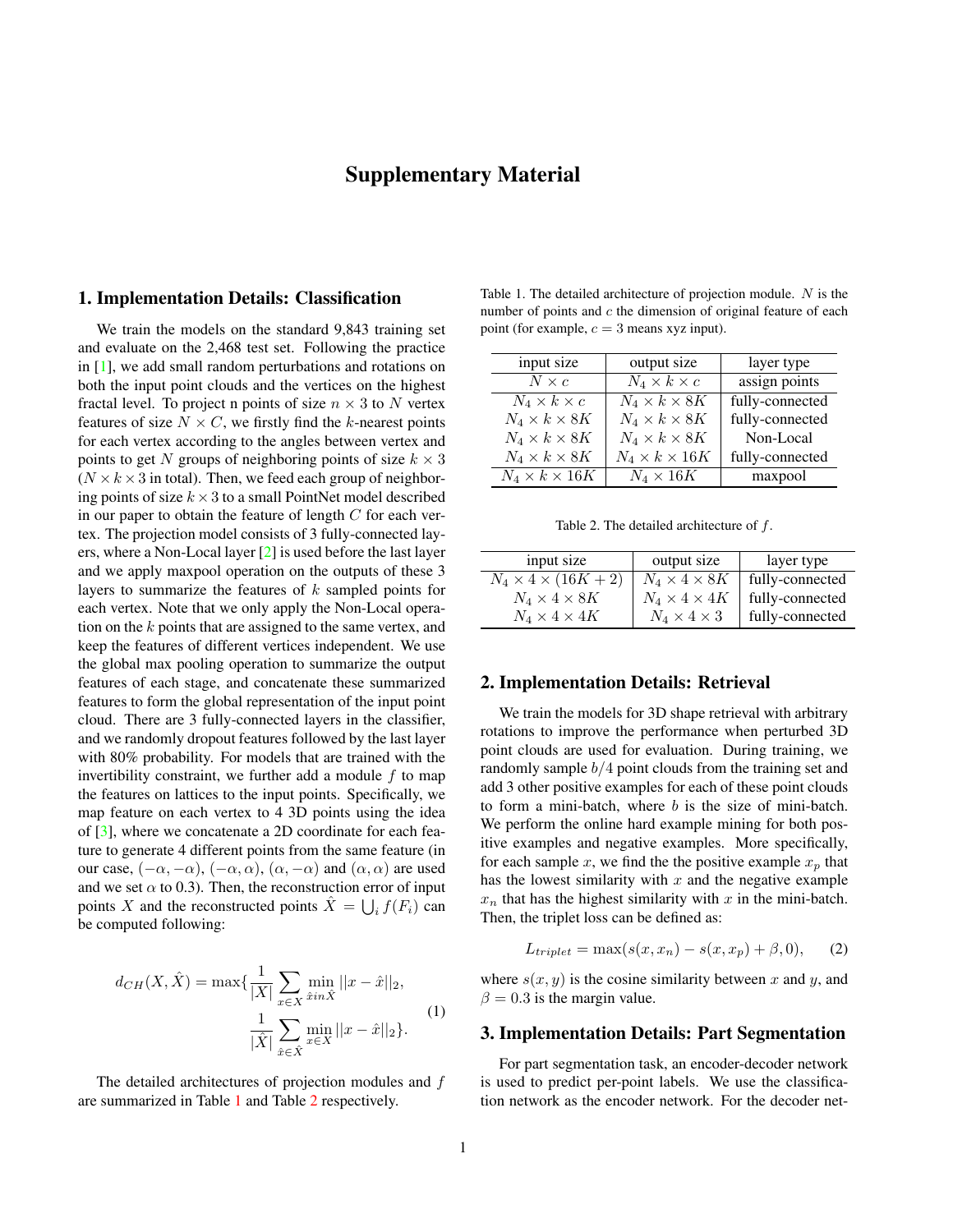# Supplementary Material

## 1. Implementation Details: Classification

We train the models on the standard 9,843 training set and evaluate on the 2,468 test set. Following the practice in [1], we add small random perturbations and rotations on both the input point clouds and the vertices on the highest fractal level. To project n points of size $n \times 3$ to $N$ vertex features of size $N \times C$, we firstly find the $k$-nearest points for each vertex according to the angles between vertex and points to get $N$ groups of neighboring points of size $k \times 3$ ($N \times k \times 3$ in total). Then, we feed each group of neighboring points of size $k \times 3$ to a small PointNet model described in our paper to obtain the feature of length $C$ for each vertex. The projection model consists of 3 fully-connected layers, where a Non-Local layer [2] is used before the last layer and we apply maxpool operation on the outputs of these 3 layers to summarize the features of $k$ sampled points for each vertex. Note that we only apply the Non-Local operation on the $k$ points that are assigned to the same vertex, and keep the features of different vertices independent. We use the global max pooling operation to summarize the output features of each stage, and concatenate these summarized features to form the global representation of the input point cloud. There are 3 fully-connected layers in the classifier, and we randomly dropout features followed by the last layer with 80% probability. For models that are trained with the invertibility constraint, we further add a module $f$ to map the features on lattices to the input points. Specifically, we map feature on each vertex to 4 3D points using the idea of [3], where we concatenate a 2D coordinate for each feature to generate 4 different points from the same feature (in our case, $(-\alpha, -\alpha)$, $(-\alpha, \alpha)$, $(\alpha, -\alpha)$ and $(\alpha, \alpha)$ are used and we set $\alpha$ to 0.3). Then, the reconstruction error of input points $X$ and the reconstructed points $\hat{X} = \bigcup_i f(F_i)$ can be computed following:

$$d_{CH}(X, \hat{X}) = \max\{\frac{1}{|X|}\sum_{x \in X} \min_{\hat{x} in \hat{X}} ||x - \hat{x}||_2, \frac{1}{|\hat{X}|}\sum_{\hat{x} \in \hat{X}} \min_{x \in X} ||x - \hat{x}||_2\}. \tag{1}$$

The detailed architectures of projection modules and $f$ are summarized in Table 1 and Table 2 respectively.

Table 1. The detailed architecture of projection module. $N$ is the number of points and $c$ the dimension of original feature of each point (for example, $c = 3$ means xyz input).

| input size | output size | layer type |
|---|---|---|
| $N \times c$ | $N_4 \times k \times c$ | assign points |
| $N_4 \times k \times c$ | $N_4 \times k \times 8K$ | fully-connected |
| $N_4 \times k \times 8K$ | $N_4 \times k \times 8K$ | fully-connected |
| $N_4 \times k \times 8K$ | $N_4 \times k \times 8K$ | Non-Local |
| $N_4 \times k \times 8K$ | $N_4 \times k \times 16K$ | fully-connected |
| $N_4 \times k \times 16K$ | $N_4 \times 16K$ | maxpool |

Table 2. The detailed architecture of $f$.

| input size | output size | layer type |
|---|---|---|
| $N_4 \times 4 \times (16K + 2)$ | $N_4 \times 4 \times 8K$ | fully-connected |
| $N_4 \times 4 \times 8K$ | $N_4 \times 4 \times 4K$ | fully-connected |
| $N_4 \times 4 \times 4K$ | $N_4 \times 4 \times 3$ | fully-connected |

## 2. Implementation Details: Retrieval

We train the models for 3D shape retrieval with arbitrary rotations to improve the performance when perturbed 3D point clouds are used for evaluation. During training, we randomly sample $b/4$ point clouds from the training set and add 3 other positive examples for each of these point clouds to form a mini-batch, where $b$ is the size of mini-batch. We perform the online hard example mining for both positive examples and negative examples. More specifically, for each sample $x$, we find the the positive example $x_p$ that has the lowest similarity with $x$ and the negative example $x_n$ that has the highest similarity with $x$ in the mini-batch. Then, the triplet loss can be defined as:

$$L_{triplet} = \max(s(x, x_n) - s(x, x_p) + \beta, 0), \tag{2}$$

where $s(x, y)$ is the cosine similarity between $x$ and $y$, and $\beta = 0.3$ is the margin value.

## 3. Implementation Details: Part Segmentation

For part segmentation task, an encoder-decoder network is used to predict per-point labels. We use the classification network as the encoder network. For the decoder net-